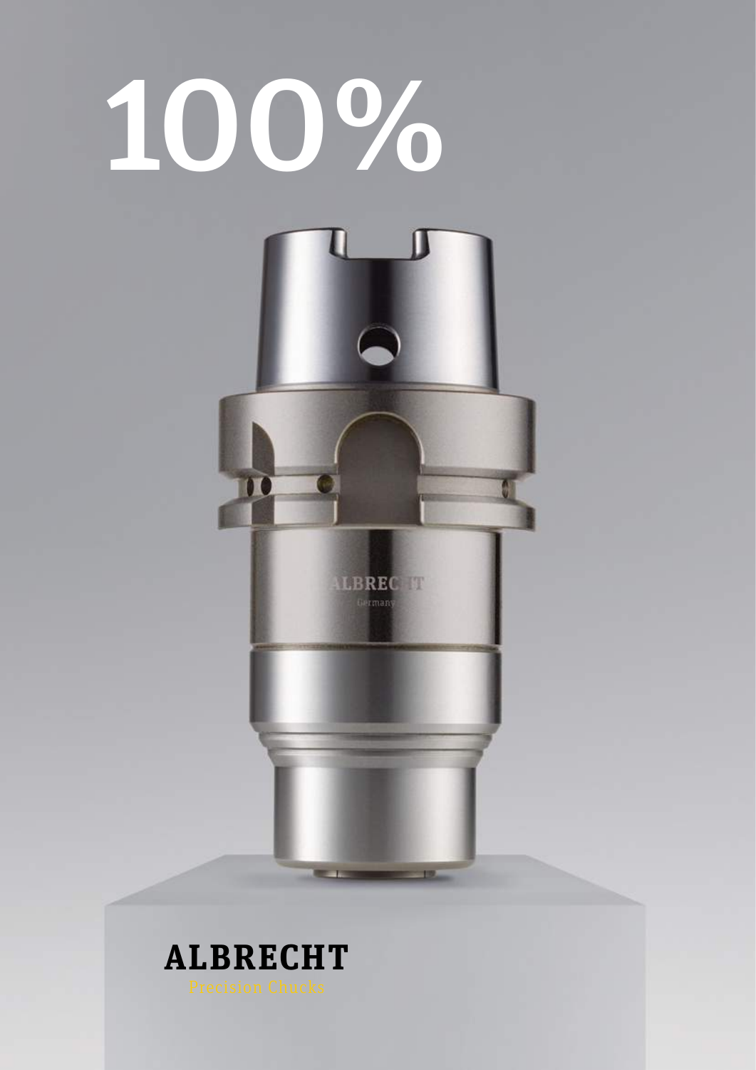# 100%

**ALBRECHT**

Precision Chucks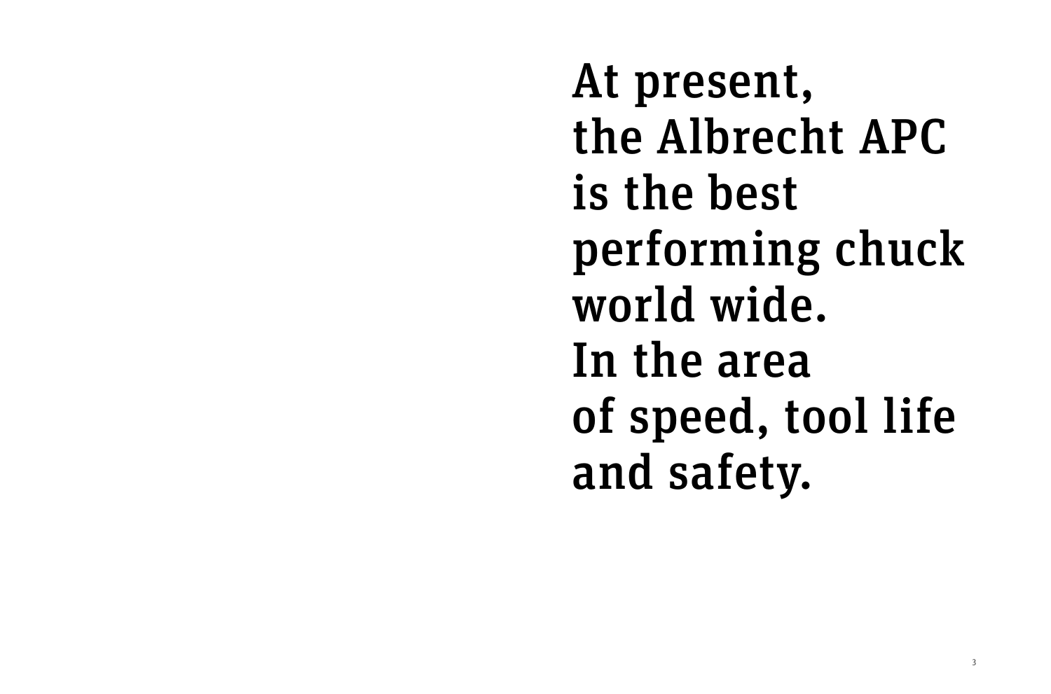# At present, the Albrecht APC is the best performing chuck world wide. In the area of speed, tool life and safety.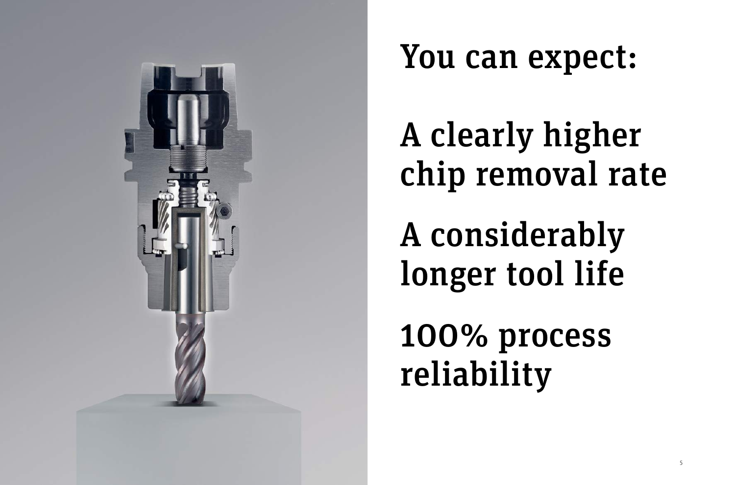# You can expect:

A clearly higher chip removal rate

A considerably longer tool life

100% process reliability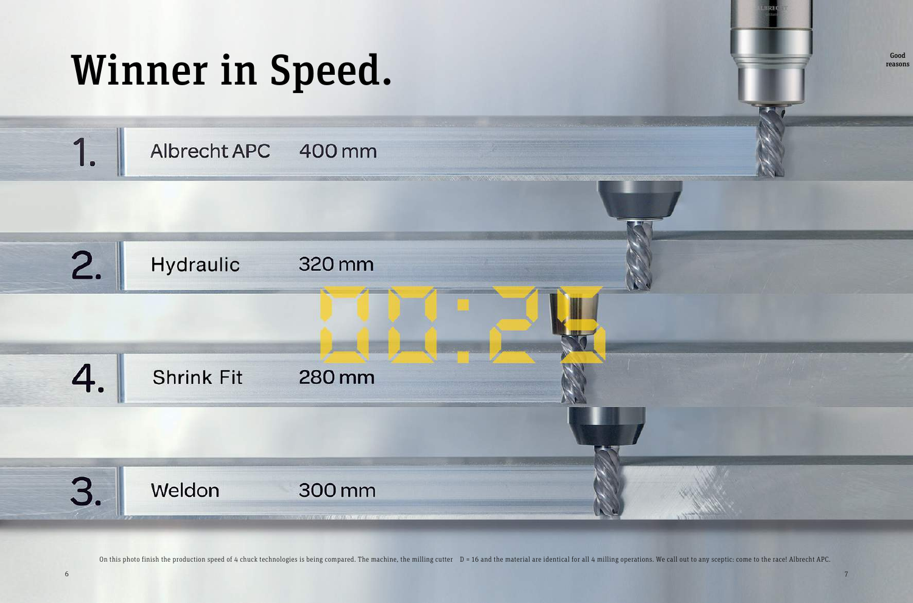# Winner in Speed.

1. Albrecht APC 400 mm

2. Hydraulic 320 mm

00:25

4. Shrink Fit 280 mm

3. Weldon 300 mm

On this photo finish the production speed of 4 chuck technologies is being compared. The machine, the milling cutter D = 16 and the material are identical for all 4 milling operations. We call out to any sceptic: come to the race! Albrecht APC.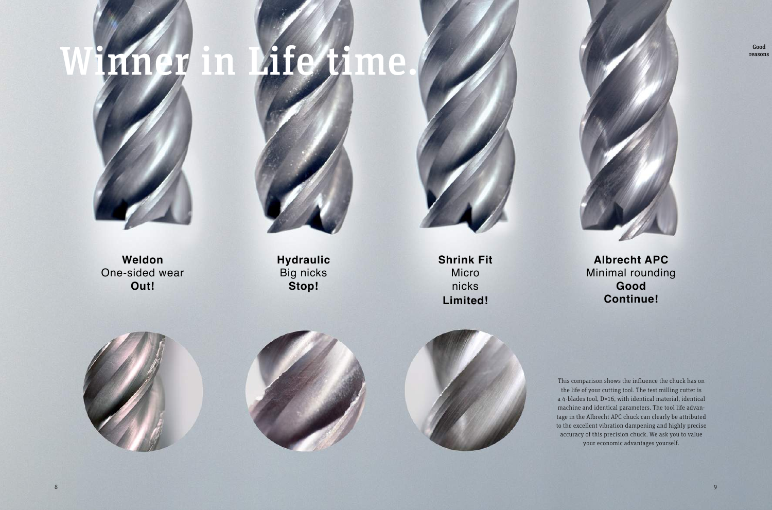# Winner in Life time.

**Weldon**
One-sided wear
**Out!**

**Hydraulic**
Big nicks
**Stop!**

**Shrink Fit**
Micro
nicks
**Limited!**

**Albrecht APC**
Minimal rounding
**Good**
**Continue!**

This comparison shows the influence the chuck has on the life of your cutting tool. The test milling cutter is a 4-blades tool, D=16, with identical material, identical machine and identical parameters. The tool life advantage in the Albrecht APC chuck can clearly be attributed to the excellent vibration dampening and highly precise accuracy of this precision chuck. We ask you to value your economic advantages yourself.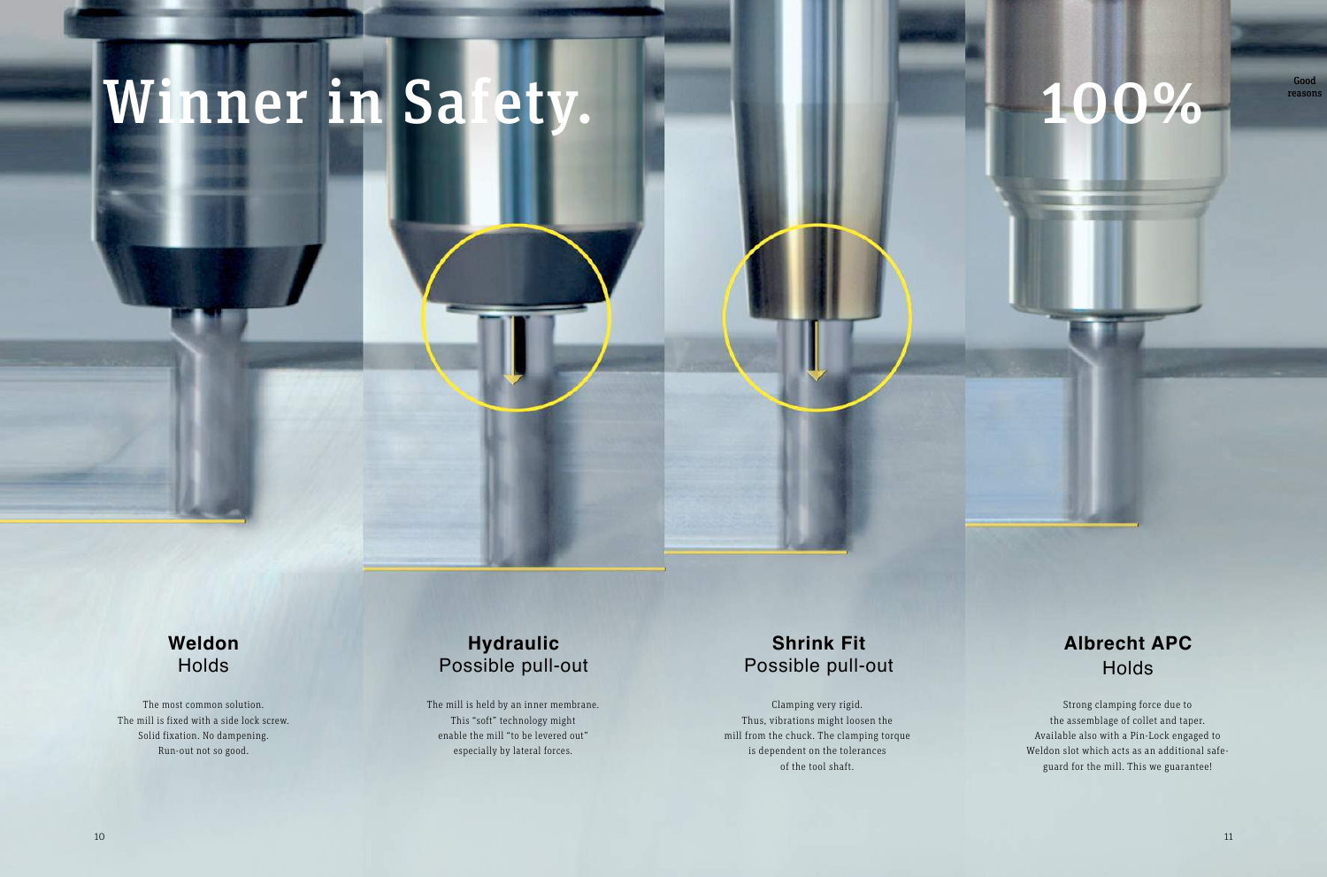# Winner in Safety.

# 100%

Good reasons

## Weldon
Holds

The most common solution.
The mill is fixed with a side lock screw.
Solid fixation. No dampening.
Run-out not so good.

## Hydraulic
Possible pull-out

The mill is held by an inner membrane.
This "soft" technology might
enable the mill "to be levered out"
especially by lateral forces.

## Shrink Fit
Possible pull-out

Clamping very rigid.
Thus, vibrations might loosen the
mill from the chuck. The clamping torque
is dependent on the tolerances
of the tool shaft.

## Albrecht APC
Holds

Strong clamping force due to
the assemblage of collet and taper.
Available also with a Pin-Lock engaged to
Weldon slot which acts as an additional safe-
guard for the mill. This we guarantee!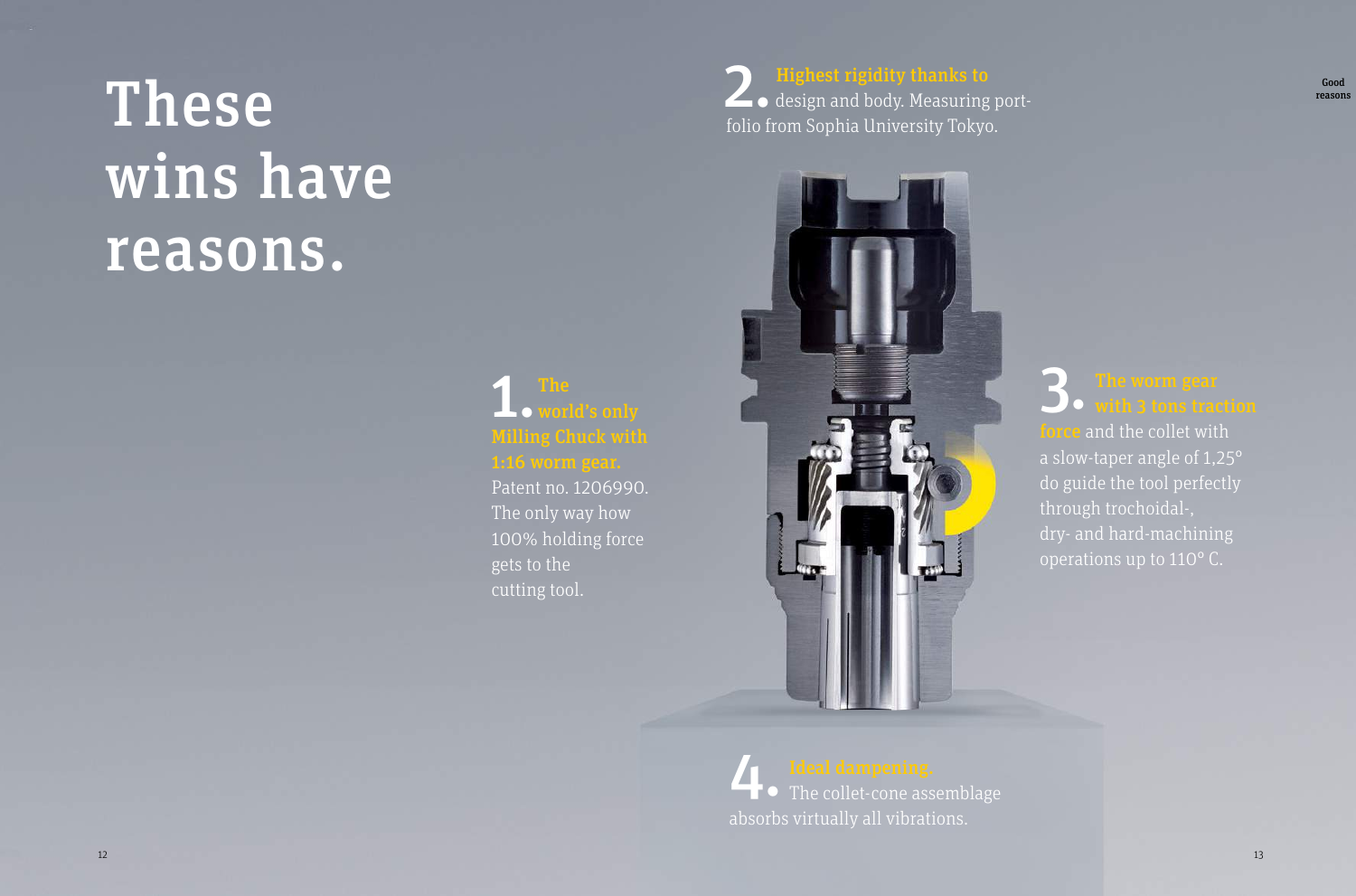# These wins have reasons.

**2. Highest rigidity thanks to** design and body. Measuring portfolio from Sophia University Tokyo.

**1. The world's only Milling Chuck with 1:16 worm gear.** Patent no. 1206990. The only way how 100% holding force gets to the cutting tool.

**3. The worm gear with 3 tons traction force** and the collet with a slow-taper angle of 1,25° do guide the tool perfectly through trochoidal-, dry- and hard-machining operations up to 110° C.

**4. Ideal dampening.** The collet-cone assemblage absorbs virtually all vibrations.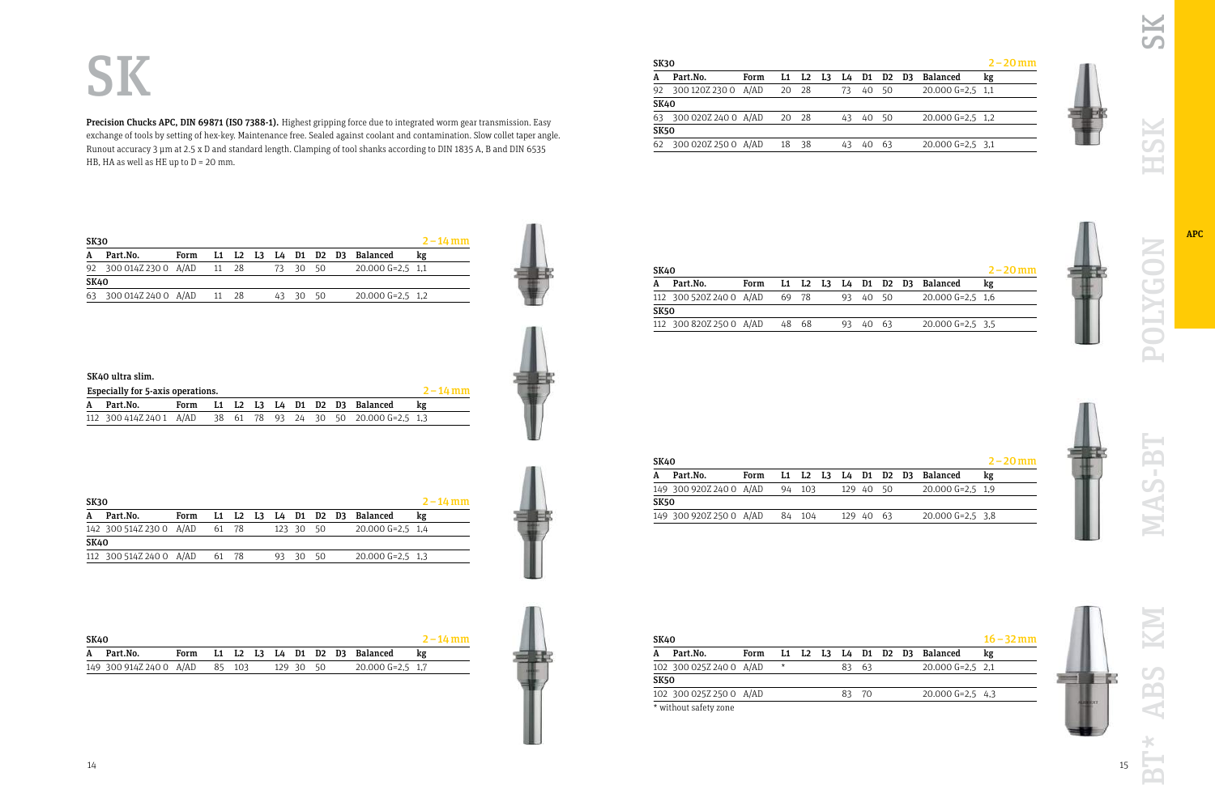# SK

**Precision Chucks APC, DIN 69871 (ISO 7388-1).** Highest gripping force due to integrated worm gear transmission. Easy exchange of tools by setting of hex-key. Maintenance free. Sealed against coolant and contamination. Slow collet taper angle. Runout accuracy 3 µm at 2.5 x D and standard length. Clamping of tool shanks according to DIN 1835 A, B and DIN 6535 HB, HA as well as HE up to D = 20 mm.

**SK30** — 2 – 14 mm

| A | Part.No. | Form | L1 | L2 | L3 | L4 | D1 | D2 | D3 | Balanced | kg |
|---|---|---|---|---|---|---|---|---|---|---|---|
| 92 | 300 014Z 230 0 | A/AD | 11 | 28 | | 73 | 30 | 50 | | 20.000 G=2,5 | 1,1 |
| **SK40** | | | | | | | | | | | |
| 63 | 300 014Z 240 0 | A/AD | 11 | 28 | | 43 | 30 | 50 | | 20.000 G=2,5 | 1,2 |

**SK40 ultra slim.**
**Especially for 5-axis operations.** — 2 – 14 mm

| A | Part.No. | Form | L1 | L2 | L3 | L4 | D1 | D2 | D3 | Balanced | kg |
|---|---|---|---|---|---|---|---|---|---|---|---|
| 112 | 300 414Z 240 1 | A/AD | 38 | 61 | 78 | 93 | 24 | 30 | 50 | 20.000 G=2,5 | 1,3 |

**SK30** — 2 – 14 mm

| A | Part.No. | Form | L1 | L2 | L3 | L4 | D1 | D2 | D3 | Balanced | kg |
|---|---|---|---|---|---|---|---|---|---|---|---|
| 142 | 300 514Z 230 0 | A/AD | 61 | 78 | | 123 | 30 | 50 | | 20.000 G=2,5 | 1,4 |
| **SK40** | | | | | | | | | | | |
| 112 | 300 514Z 240 0 | A/AD | 61 | 78 | | 93 | 30 | 50 | | 20.000 G=2,5 | 1,3 |

**SK40** — 2 – 14 mm

| A | Part.No. | Form | L1 | L2 | L3 | L4 | D1 | D2 | D3 | Balanced | kg |
|---|---|---|---|---|---|---|---|---|---|---|---|
| 149 | 300 914Z 240 0 | A/AD | 85 | 103 | | 129 | 30 | 50 | | 20.000 G=2,5 | 1,7 |

**SK30** — 2 – 20 mm

| A | Part.No. | Form | L1 | L2 | L3 | L4 | D1 | D2 | D3 | Balanced | kg |
|---|---|---|---|---|---|---|---|---|---|---|---|
| 92 | 300 120Z 230 0 | A/AD | 20 | 28 | | 73 | 40 | 50 | | 20.000 G=2,5 | 1,1 |
| **SK40** | | | | | | | | | | | |
| 63 | 300 020Z 240 0 | A/AD | 20 | 28 | | 43 | 40 | 50 | | 20.000 G=2,5 | 1,2 |
| **SK50** | | | | | | | | | | | |
| 62 | 300 020Z 250 0 | A/AD | 18 | 38 | | 43 | 40 | 63 | | 20.000 G=2,5 | 3,1 |

**SK40** — 2 – 20 mm

| A | Part.No. | Form | L1 | L2 | L3 | L4 | D1 | D2 | D3 | Balanced | kg |
|---|---|---|---|---|---|---|---|---|---|---|---|
| 112 | 300 520Z 240 0 | A/AD | 69 | 78 | | 93 | 40 | 50 | | 20.000 G=2,5 | 1,6 |
| **SK50** | | | | | | | | | | | |
| 112 | 300 820Z 250 0 | A/AD | 48 | 68 | | 93 | 40 | 63 | | 20.000 G=2,5 | 3,5 |

**SK40** — 2 – 20 mm

| A | Part.No. | Form | L1 | L2 | L3 | L4 | D1 | D2 | D3 | Balanced | kg |
|---|---|---|---|---|---|---|---|---|---|---|---|
| 149 | 300 920Z 240 0 | A/AD | 94 | 103 | | 129 | 40 | 50 | | 20.000 G=2,5 | 1,9 |
| **SK50** | | | | | | | | | | | |
| 149 | 300 920Z 250 0 | A/AD | 84 | 104 | | 129 | 40 | 63 | | 20.000 G=2,5 | 3,8 |

**SK40** — 16 – 32 mm

| A | Part.No. | Form | L1 | L2 | L3 | L4 | D1 | D2 | D3 | Balanced | kg |
|---|---|---|---|---|---|---|---|---|---|---|---|
| 102 | 300 025Z 240 0 | A/AD | * | | | 83 | 63 | | | 20.000 G=2,5 | 2,1 |
| **SK50** | | | | | | | | | | | |
| 102 | 300 025Z 250 0 | A/AD | | | | 83 | 70 | | | 20.000 G=2,5 | 4,3 |

* without safety zone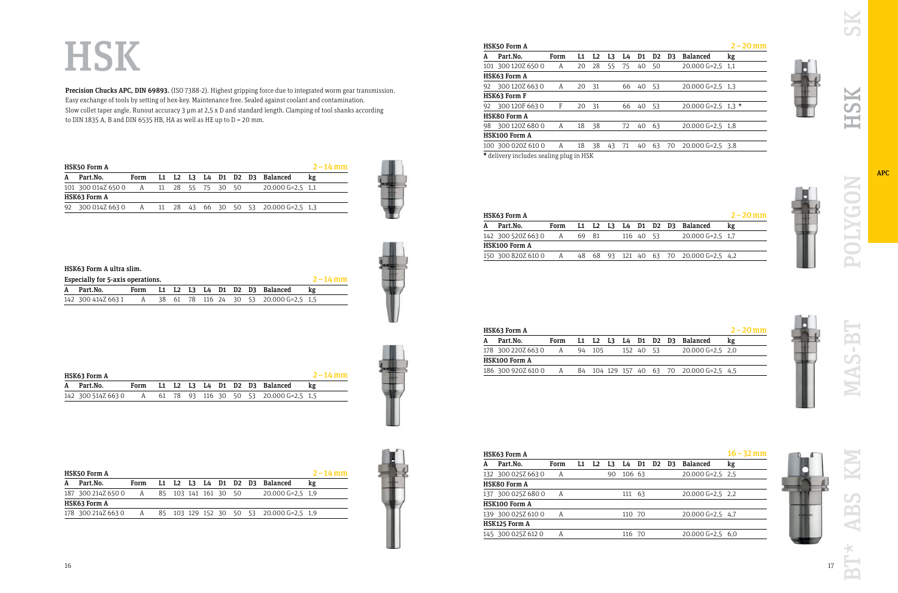# HSK

**Precision Chucks APC, DIN 69893.** (ISO 7388-2). Highest gripping force due to integrated worm gear transmission. Easy exchange of tools by setting of hex-key. Maintenance free. Sealed against coolant and contamination. Slow collet taper angle. Runout accuracy 3 µm at 2,5 x D and standard length. Clamping of tool shanks according to DIN 1835 A, B and DIN 6535 HB, HA as well as HE up to D = 20 mm.

**2 – 14 mm**

| A | Part.No. | Form | L1 | L2 | L3 | L4 | D1 | D2 | D3 | Balanced | kg |
|---|---|---|---|---|---|---|---|---|---|---|---|
| **HSK50 Form A** | | | | | | | | | | | |
| 101 | 300 014Z 650 0 | A | 11 | 28 | 55 | 75 | 30 | 50 | | 20.000 G=2,5 | 1,1 |
| **HSK63 Form A** | | | | | | | | | | | |
| 92 | 300 014Z 663 0 | A | 11 | 28 | 43 | 66 | 30 | 50 | 53 | 20.000 G=2,5 | 1,3 |

**HSK63 Form A ultra slim.**
**Especially for 5-axis operations.** **2 – 14 mm**

| A | Part.No. | Form | L1 | L2 | L3 | L4 | D1 | D2 | D3 | Balanced | kg |
|---|---|---|---|---|---|---|---|---|---|---|---|
| 142 | 300 414Z 663 1 | A | 38 | 61 | 78 | 116 | 24 | 30 | 53 | 20.000 G=2,5 | 1,5 |

**2 – 14 mm**

| A | Part.No. | Form | L1 | L2 | L3 | L4 | D1 | D2 | D3 | Balanced | kg |
|---|---|---|---|---|---|---|---|---|---|---|---|
| **HSK63 Form A** | | | | | | | | | | | |
| 142 | 300 514Z 663 0 | A | 61 | 78 | 93 | 116 | 30 | 50 | 53 | 20.000 G=2,5 | 1,5 |

**2 – 14 mm**

| A | Part.No. | Form | L1 | L2 | L3 | L4 | D1 | D2 | D3 | Balanced | kg |
|---|---|---|---|---|---|---|---|---|---|---|---|
| **HSK50 Form A** | | | | | | | | | | | |
| 187 | 300 214Z 650 0 | A | 85 | 103 | 141 | 161 | 30 | 50 | | 20.000 G=2,5 | 1,9 |
| **HSK63 Form A** | | | | | | | | | | | |
| 178 | 300 214Z 663 0 | A | 85 | 103 | 129 | 152 | 30 | 50 | 53 | 20.000 G=2,5 | 1,9 |

**2 – 20 mm**

| A | Part.No. | Form | L1 | L2 | L3 | L4 | D1 | D2 | D3 | Balanced | kg |
|---|---|---|---|---|---|---|---|---|---|---|---|
| **HSK50 Form A** | | | | | | | | | | | |
| 101 | 300 120Z 650 0 | A | 20 | 28 | 55 | 75 | 40 | 50 | | 20.000 G=2,5 | 1,1 |
| **HSK63 Form A** | | | | | | | | | | | |
| 92 | 300 120Z 663 0 | A | 20 | 31 | | 66 | 40 | 53 | | 20.000 G=2,5 | 1,3 |
| **HSK63 Form F** | | | | | | | | | | | |
| 92 | 300 120F 663 0 | F | 20 | 31 | | 66 | 40 | 53 | | 20.000 G=2,5 | 1,3 * |
| **HSK80 Form A** | | | | | | | | | | | |
| 98 | 300 120Z 680 0 | A | 18 | 38 | | 72 | 40 | 63 | | 20.000 G=2,5 | 1,8 |
| **HSK100 Form A** | | | | | | | | | | | |
| 100 | 300 020Z 610 0 | A | 18 | 38 | 43 | 71 | 40 | 63 | 70 | 20.000 G=2,5 | 3,8 |

* delivery includes sealing plug in HSK

**2 – 20 mm**

| A | Part.No. | Form | L1 | L2 | L3 | L4 | D1 | D2 | D3 | Balanced | kg |
|---|---|---|---|---|---|---|---|---|---|---|---|
| **HSK63 Form A** | | | | | | | | | | | |
| 142 | 300 520Z 663 0 | A | 69 | 81 | | 116 | 40 | 53 | | 20.000 G=2,5 | 1,7 |
| **HSK100 Form A** | | | | | | | | | | | |
| 150 | 300 820Z 610 0 | A | 48 | 68 | 93 | 121 | 40 | 63 | 70 | 20.000 G=2,5 | 4,2 |

**2 – 20 mm**

| A | Part.No. | Form | L1 | L2 | L3 | L4 | D1 | D2 | D3 | Balanced | kg |
|---|---|---|---|---|---|---|---|---|---|---|---|
| **HSK63 Form A** | | | | | | | | | | | |
| 178 | 300 220Z 663 0 | A | 94 | 105 | | 152 | 40 | 53 | | 20.000 G=2,5 | 2,0 |
| **HSK100 Form A** | | | | | | | | | | | |
| 186 | 300 920Z 610 0 | A | 84 | 104 | 129 | 157 | 40 | 63 | 70 | 20.000 G=2,5 | 4,5 |

**16 – 32 mm**

| A | Part.No. | Form | L1 | L2 | L3 | L4 | D1 | D2 | D3 | Balanced | kg |
|---|---|---|---|---|---|---|---|---|---|---|---|
| **HSK63 Form A** | | | | | | | | | | | |
| 132 | 300 025Z 663 0 | A | | | 90 | 106 | 63 | | | 20.000 G=2,5 | 2,5 |
| **HSK80 Form A** | | | | | | | | | | | |
| 137 | 300 025Z 680 0 | A | | | | 111 | 63 | | | 20.000 G=2,5 | 2,2 |
| **HSK100 Form A** | | | | | | | | | | | |
| 139 | 300 025Z 610 0 | A | | | | 110 | 70 | | | 20.000 G=2,5 | 4,7 |
| **HSK125 Form A** | | | | | | | | | | | |
| 145 | 300 025Z 612 0 | A | | | | 116 | 70 | | | 20.000 G=2,5 | 6,0 |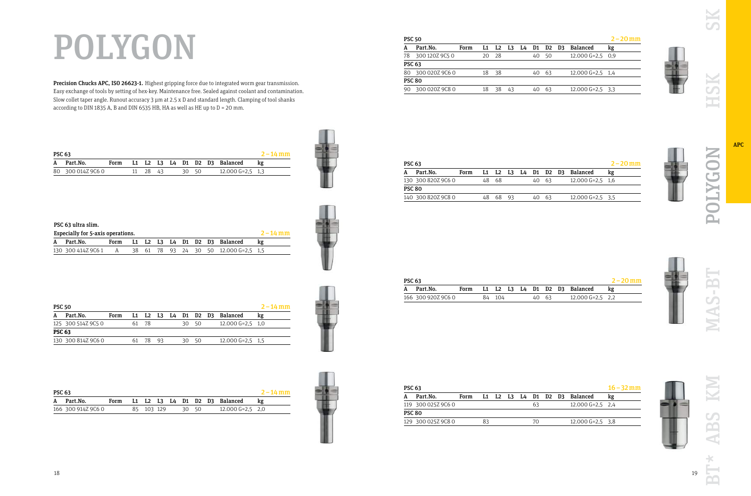# POLYGON

**Precision Chucks APC, ISO 26623-1.** Highest gripping force due to integrated worm gear transmission. Easy exchange of tools by setting of hex-key. Maintenance free. Sealed against coolant and contamination. Slow collet taper angle. Runout accuracy 3 µm at 2.5 x D and standard length. Clamping of tool shanks according to DIN 1835 A, B and DIN 6535 HB, HA as well as HE up to D = 20 mm.

**PSC 63** — 2 – 14 mm

| A | Part.No. | Form | L1 | L2 | L3 | L4 | D1 | D2 | D3 | Balanced | kg |
|---|---|---|---|---|---|---|---|---|---|---|---|
| 80 | 300 014Z 9C6 0 | | 11 | 28 | 43 | | 30 | 50 | | 12.000 G=2,5 | 1,3 |

**PSC 63 ultra slim.**
**Especially for 5-axis operations.** — 2 – 14 mm

| A | Part.No. | Form | L1 | L2 | L3 | L4 | D1 | D2 | D3 | Balanced | kg |
|---|---|---|---|---|---|---|---|---|---|---|---|
| 130 | 300 414Z 9C6 1 | A | 38 | 61 | 78 | 93 | 24 | 30 | 50 | 12.000 G=2,5 | 1,5 |

**PSC 50** — 2 – 14 mm

| A | Part.No. | Form | L1 | L2 | L3 | L4 | D1 | D2 | D3 | Balanced | kg |
|---|---|---|---|---|---|---|---|---|---|---|---|
| 125 | 300 514Z 9C5 0 | | 61 | 78 | | | 30 | 50 | | 12.000 G=2,5 | 1,0 |
| **PSC 63** | | | | | | | | | | | |
| 130 | 300 814Z 9C6 0 | | 61 | 78 | 93 | | 30 | 50 | | 12.000 G=2,5 | 1,5 |

**PSC 63** — 2 – 14 mm

| A | Part.No. | Form | L1 | L2 | L3 | L4 | D1 | D2 | D3 | Balanced | kg |
|---|---|---|---|---|---|---|---|---|---|---|---|
| 166 | 300 914Z 9C6 0 | | 85 | 103 | 129 | | 30 | 50 | | 12.000 G=2,5 | 2,0 |

**PSC 50** — 2 – 20 mm

| A | Part.No. | Form | L1 | L2 | L3 | L4 | D1 | D2 | D3 | Balanced | kg |
|---|---|---|---|---|---|---|---|---|---|---|---|
| 78 | 300 120Z 9C5 0 | | 20 | 28 | | | 40 | 50 | | 12.000 G=2,5 | 0,9 |
| **PSC 63** | | | | | | | | | | | |
| 80 | 300 020Z 9C6 0 | | 18 | 38 | | | 40 | 63 | | 12.000 G=2,5 | 1,4 |
| **PSC 80** | | | | | | | | | | | |
| 90 | 300 020Z 9C8 0 | | 18 | 38 | 43 | | 40 | 63 | | 12.000 G=2,5 | 3,3 |

**PSC 63** — 2 – 20 mm

| A | Part.No. | Form | L1 | L2 | L3 | L4 | D1 | D2 | D3 | Balanced | kg |
|---|---|---|---|---|---|---|---|---|---|---|---|
| 130 | 300 820Z 9C6 0 | | 48 | 68 | | | 40 | 63 | | 12.000 G=2,5 | 1,6 |
| **PSC 80** | | | | | | | | | | | |
| 140 | 300 820Z 9C8 0 | | 48 | 68 | 93 | | 40 | 63 | | 12.000 G=2,5 | 3,5 |

**PSC 63** — 2 – 20 mm

| A | Part.No. | Form | L1 | L2 | L3 | L4 | D1 | D2 | D3 | Balanced | kg |
|---|---|---|---|---|---|---|---|---|---|---|---|
| 166 | 300 920Z 9C6 0 | | 84 | 104 | | | 40 | 63 | | 12.000 G=2,5 | 2,2 |

**PSC 63** — 16 – 32 mm

| A | Part.No. | Form | L1 | L2 | L3 | L4 | D1 | D2 | D3 | Balanced | kg |
|---|---|---|---|---|---|---|---|---|---|---|---|
| 119 | 300 025Z 9C6 0 | | | | | | 63 | | | 12.000 G=2,5 | 2,4 |
| **PSC 80** | | | | | | | | | | | |
| 129 | 300 025Z 9C8 0 | | 83 | | | | 70 | | | 12.000 G=2,5 | 3,8 |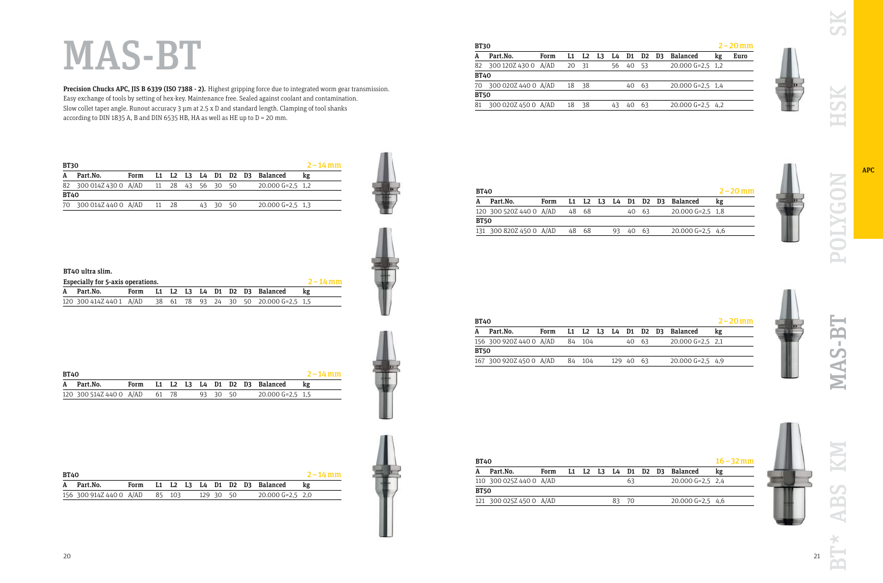# MAS-BT

**Precision Chucks APC, JIS B 6339 (ISO 7388 - 2).** Highest gripping force due to integrated worm gear transmission. Easy exchange of tools by setting of hex-key. Maintenance free. Sealed against coolant and contamination. Slow collet taper angle. Runout accuracy 3 µm at 2.5 x D and standard length. Clamping of tool shanks according to DIN 1835 A, B and DIN 6535 HB, HA as well as HE up to D = 20 mm.

**2 – 14 mm**

| A | Part.No. | Form | L1 | L2 | L3 | L4 | D1 | D2 | D3 | Balanced | kg |
|---|---|---|---|---|---|---|---|---|---|---|---|
| **BT30** | | | | | | | | | | | |
| 82 | 300 014Z 430 0 | A/AD | 11 | 28 | 43 | 56 | 30 | 50 | | 20.000 G=2,5 | 1,2 |
| **BT40** | | | | | | | | | | | |
| 70 | 300 014Z 440 0 | A/AD | 11 | 28 | | 43 | 30 | 50 | | 20.000 G=2,5 | 1,3 |

**BT40 ultra slim.**

**Especially for 5-axis operations.** **2 – 14 mm**

| A | Part.No. | Form | L1 | L2 | L3 | L4 | D1 | D2 | D3 | Balanced | kg |
|---|---|---|---|---|---|---|---|---|---|---|---|
| 120 | 300 414Z 440 1 | A/AD | 38 | 61 | 78 | 93 | 24 | 30 | 50 | 20.000 G=2,5 | 1,5 |

**BT40** **2 – 14 mm**

| A | Part.No. | Form | L1 | L2 | L3 | L4 | D1 | D2 | D3 | Balanced | kg |
|---|---|---|---|---|---|---|---|---|---|---|---|
| 120 | 300 514Z 440 0 | A/AD | 61 | 78 | | 93 | 30 | 50 | | 20.000 G=2,5 | 1,5 |

**BT40** **2 – 14 mm**

| A | Part.No. | Form | L1 | L2 | L3 | L4 | D1 | D2 | D3 | Balanced | kg |
|---|---|---|---|---|---|---|---|---|---|---|---|
| 156 | 300 914Z 440 0 | A/AD | 85 | 103 | | 129 | 30 | 50 | | 20.000 G=2,5 | 2,0 |

**2 – 20 mm**

| A | Part.No. | Form | L1 | L2 | L3 | L4 | D1 | D2 | D3 | Balanced | kg | Euro |
|---|---|---|---|---|---|---|---|---|---|---|---|---|
| **BT30** | | | | | | | | | | | | |
| 82 | 300 120Z 430 0 | A/AD | 20 | 31 | | 56 | 40 | 53 | | 20.000 G=2,5 | 1,2 | |
| **BT40** | | | | | | | | | | | | |
| 70 | 300 020Z 440 0 | A/AD | 18 | 38 | | | 40 | 63 | | 20.000 G=2,5 | 1,4 | |
| **BT50** | | | | | | | | | | | | |
| 81 | 300 020Z 450 0 | A/AD | 18 | 38 | | 43 | 40 | 63 | | 20.000 G=2,5 | 4,2 | |

**2 – 20 mm**

| A | Part.No. | Form | L1 | L2 | L3 | L4 | D1 | D2 | D3 | Balanced | kg |
|---|---|---|---|---|---|---|---|---|---|---|---|
| **BT40** | | | | | | | | | | | |
| 120 | 300 520Z 440 0 | A/AD | 48 | 68 | | | 40 | 63 | | 20.000 G=2,5 | 1,8 |
| **BT50** | | | | | | | | | | | |
| 131 | 300 820Z 450 0 | A/AD | 48 | 68 | | 93 | 40 | 63 | | 20.000 G=2,5 | 4,6 |

**2 – 20 mm**

| A | Part.No. | Form | L1 | L2 | L3 | L4 | D1 | D2 | D3 | Balanced | kg |
|---|---|---|---|---|---|---|---|---|---|---|---|
| **BT40** | | | | | | | | | | | |
| 156 | 300 920Z 440 0 | A/AD | 84 | 104 | | | 40 | 63 | | 20.000 G=2,5 | 2,1 |
| **BT50** | | | | | | | | | | | |
| 167 | 300 920Z 450 0 | A/AD | 84 | 104 | | 129 | 40 | 63 | | 20.000 G=2,5 | 4,9 |

**16 – 32 mm**

| A | Part.No. | Form | L1 | L2 | L3 | L4 | D1 | D2 | D3 | Balanced | kg |
|---|---|---|---|---|---|---|---|---|---|---|---|
| **BT40** | | | | | | | | | | | |
| 110 | 300 025Z 440 0 | A/AD | | | | | 63 | | | 20.000 G=2,5 | 2,4 |
| **BT50** | | | | | | | | | | | |
| 121 | 300 025Z 450 0 | A/AD | | | | 83 | 70 | | | 20.000 G=2,5 | 4,6 |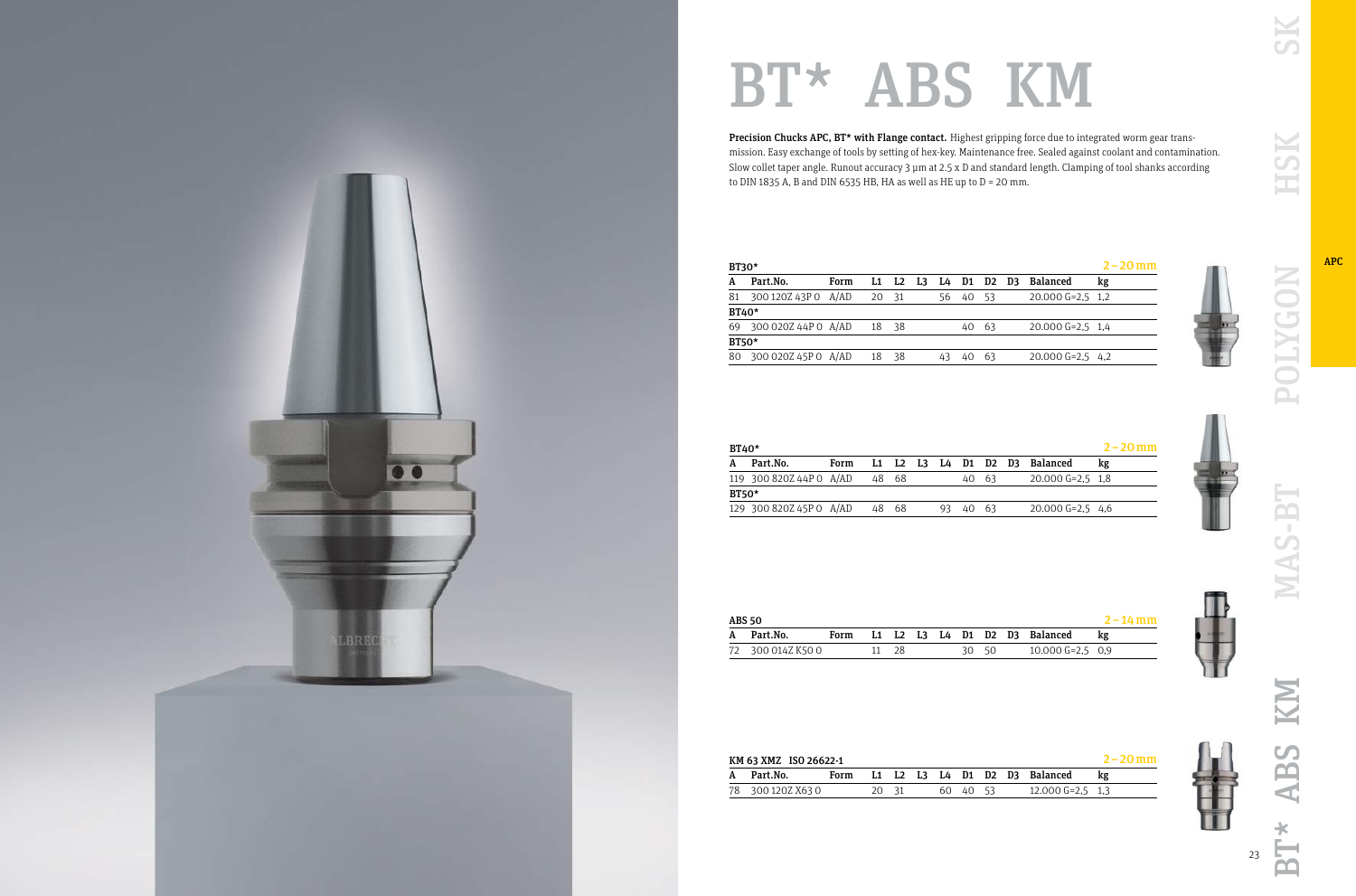# BT* ABS KM

**Precision Chucks APC, BT* with Flange contact.** Highest gripping force due to integrated worm gear transmission. Easy exchange of tools by setting of hex-key. Maintenance free. Sealed against coolant and contamination. Slow collet taper angle. Runout accuracy 3 µm at 2.5 x D and standard length. Clamping of tool shanks according to DIN 1835 A, B and DIN 6535 HB, HA as well as HE up to D = 20 mm.

**2 – 20 mm**

| A | Part.No. | Form | L1 | L2 | L3 | L4 | D1 | D2 | D3 | Balanced | kg |
|---|---|---|---|---|---|---|---|---|---|---|---|
| **BT30*** | | | | | | | | | | | |
| 81 | 300 120Z 43P 0 | A/AD | 20 | 31 | | 56 | 40 | 53 | | 20.000 G=2,5 | 1,2 |
| **BT40*** | | | | | | | | | | | |
| 69 | 300 020Z 44P 0 | A/AD | 18 | 38 | | | 40 | 63 | | 20.000 G=2,5 | 1,4 |
| **BT50*** | | | | | | | | | | | |
| 80 | 300 020Z 45P 0 | A/AD | 18 | 38 | | 43 | 40 | 63 | | 20.000 G=2,5 | 4,2 |

**2 – 20 mm**

| A | Part.No. | Form | L1 | L2 | L3 | L4 | D1 | D2 | D3 | Balanced | kg |
|---|---|---|---|---|---|---|---|---|---|---|---|
| **BT40*** | | | | | | | | | | | |
| 119 | 300 820Z 44P 0 | A/AD | 48 | 68 | | | 40 | 63 | | 20.000 G=2,5 | 1,8 |
| **BT50*** | | | | | | | | | | | |
| 129 | 300 820Z 45P 0 | A/AD | 48 | 68 | | 93 | 40 | 63 | | 20.000 G=2,5 | 4,6 |

**ABS 50** — **2 – 14 mm**

| A | Part.No. | Form | L1 | L2 | L3 | L4 | D1 | D2 | D3 | Balanced | kg |
|---|---|---|---|---|---|---|---|---|---|---|---|
| 72 | 300 014Z K50 0 | | 11 | 28 | | | 30 | 50 | | 10.000 G=2,5 | 0,9 |

**KM 63 XMZ ISO 26622-1** — **2 – 20 mm**

| A | Part.No. | Form | L1 | L2 | L3 | L4 | D1 | D2 | D3 | Balanced | kg |
|---|---|---|---|---|---|---|---|---|---|---|---|
| 78 | 300 120Z X63 0 | | 20 | 31 | | 60 | 40 | 53 | | 12.000 G=2,5 | 1,3 |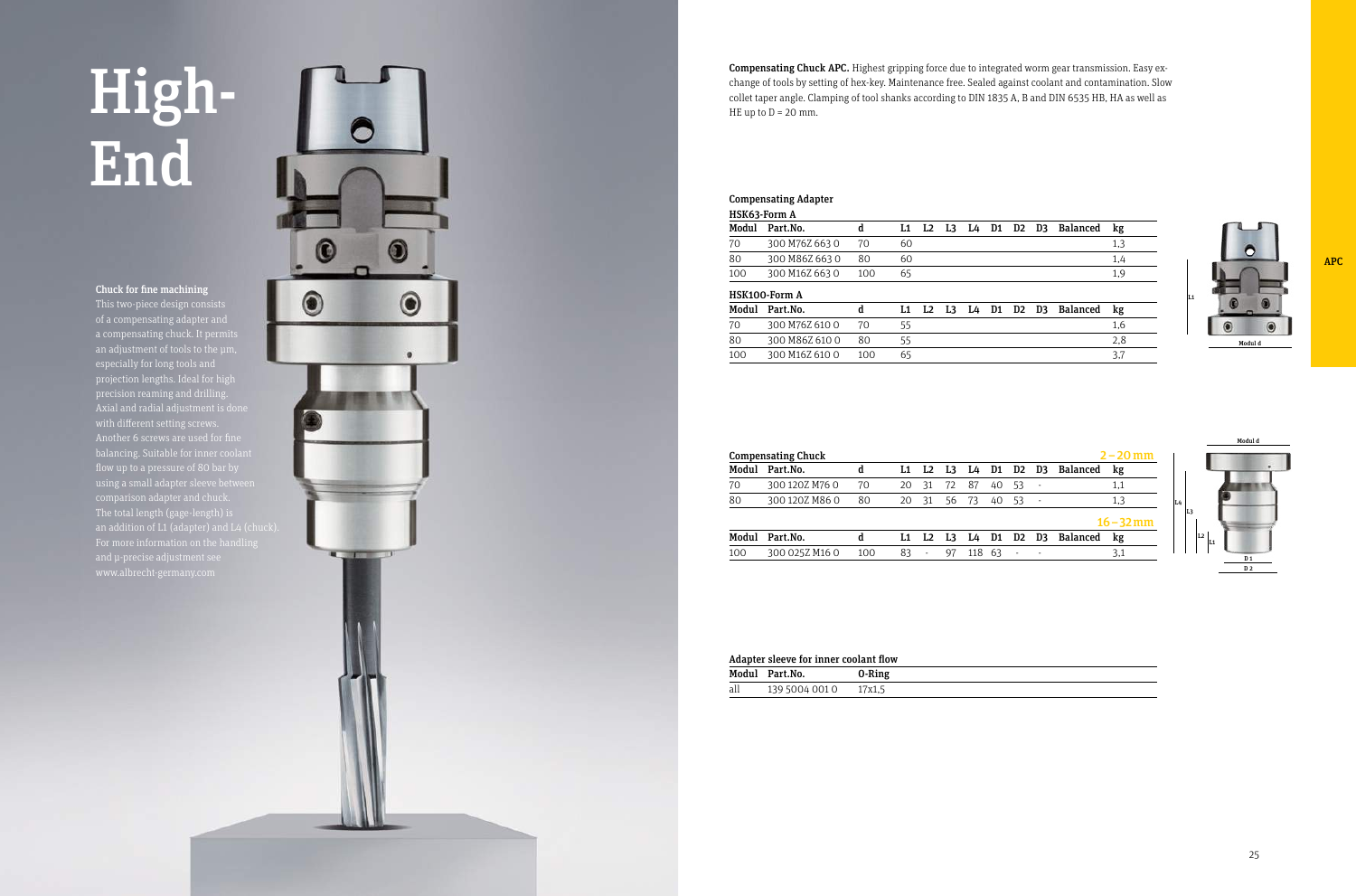# High-End

### Chuck for fine machining

This two-piece design consists of a compensating adapter and a compensating chuck. It permits an adjustment of tools to the µm, especially for long tools and projection lengths. Ideal for high precision reaming and drilling. Axial and radial adjustment is done with different setting screws. Another 6 screws are used for fine balancing. Suitable for inner coolant flow up to a pressure of 80 bar by using a small adapter sleeve between comparison adapter and chuck. The total length (gage-length) is an addition of L1 (adapter) and L4 (chuck). For more information on the handling and µ-precise adjustment see www.albrecht-germany.com

**Compensating Chuck APC.** Highest gripping force due to integrated worm gear transmission. Easy exchange of tools by setting of hex-key. Maintenance free. Sealed against coolant and contamination. Slow collet taper angle. Clamping of tool shanks according to DIN 1835 A, B and DIN 6535 HB, HA as well as HE up to D = 20 mm.

APC

### Compensating Adapter

**HSK63-Form A**

| Modul | Part.No. | d | L1 | L2 | L3 | L4 | D1 | D2 | D3 | Balanced | kg |
|---|---|---|---|---|---|---|---|---|---|---|---|
| 70 | 300 M76Z 663 0 | 70 | 60 | | | | | | | | 1,3 |
| 80 | 300 M86Z 663 0 | 80 | 60 | | | | | | | | 1,4 |
| 100 | 300 M16Z 663 0 | 100 | 65 | | | | | | | | 1,9 |

**HSK100-Form A**

| Modul | Part.No. | d | L1 | L2 | L3 | L4 | D1 | D2 | D3 | Balanced | kg |
|---|---|---|---|---|---|---|---|---|---|---|---|
| 70 | 300 M76Z 610 0 | 70 | 55 | | | | | | | | 1,6 |
| 80 | 300 M86Z 610 0 | 80 | 55 | | | | | | | | 2,8 |
| 100 | 300 M16Z 610 0 | 100 | 65 | | | | | | | | 3,7 |

### Compensating Chuck

**2 – 20 mm**

| Modul | Part.No. | d | L1 | L2 | L3 | L4 | D1 | D2 | D3 | Balanced | kg |
|---|---|---|---|---|---|---|---|---|---|---|---|
| 70 | 300 120Z M76 0 | 70 | 20 | 31 | 72 | 87 | 40 | 53 | - | | 1,1 |
| 80 | 300 120Z M86 0 | 80 | 20 | 31 | 56 | 73 | 40 | 53 | - | | 1,3 |

**16 – 32 mm**

| Modul | Part.No. | d | L1 | L2 | L3 | L4 | D1 | D2 | D3 | Balanced | kg |
|---|---|---|---|---|---|---|---|---|---|---|---|
| 100 | 300 025Z M16 0 | 100 | 83 | - | 97 | 118 | 63 | - | - | | 3,1 |

### Adapter sleeve for inner coolant flow

| Modul | Part.No. | O-Ring |
|---|---|---|
| all | 139 5004 001 0 | 17x1,5 |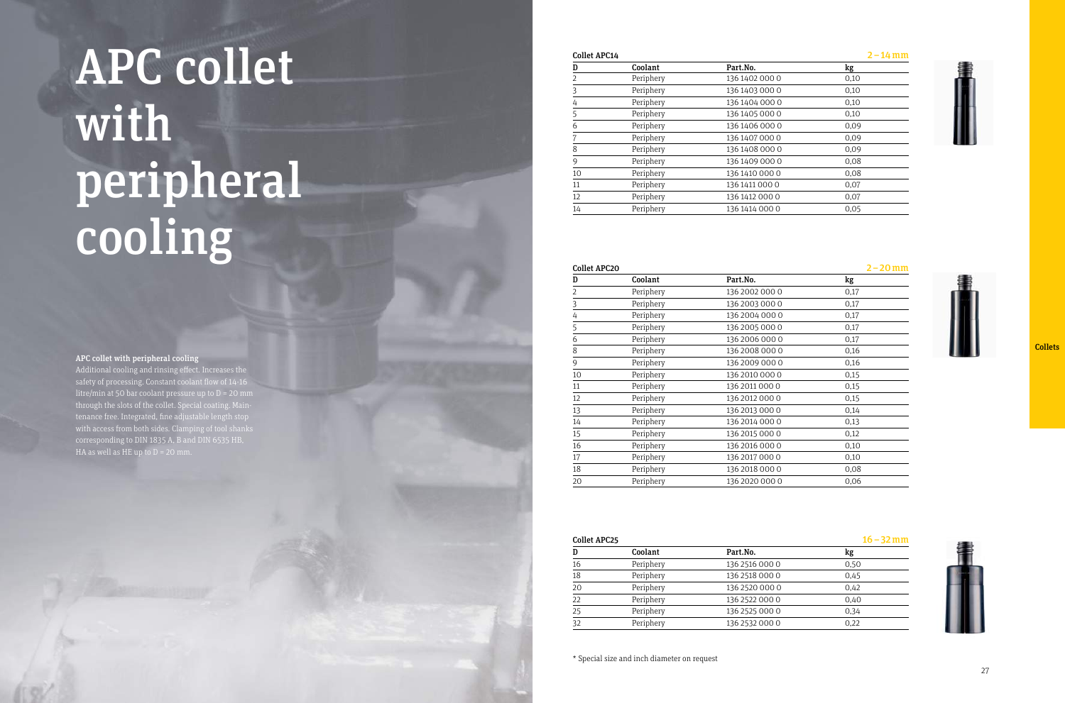# APC collet with peripheral cooling

### APC collet with peripheral cooling

Additional cooling and rinsing effect. Increases the safety of processing. Constant coolant flow of 14-16 litre/min at 50 bar coolant pressure up to D = 20 mm through the slots of the collet. Special coating. Maintenance free. Integrated, fine adjustable length stop with access from both sides. Clamping of tool shanks corresponding to DIN 1835 A, B and DIN 6535 HB, HA as well as HE up to D = 20 mm.

**Collet APC14** — 2 – 14 mm

| D | Coolant | Part.No. | kg |
|---|---|---|---|
| 2 | Periphery | 136 1402 000 0 | 0,10 |
| 3 | Periphery | 136 1403 000 0 | 0,10 |
| 4 | Periphery | 136 1404 000 0 | 0,10 |
| 5 | Periphery | 136 1405 000 0 | 0,10 |
| 6 | Periphery | 136 1406 000 0 | 0,09 |
| 7 | Periphery | 136 1407 000 0 | 0,09 |
| 8 | Periphery | 136 1408 000 0 | 0,09 |
| 9 | Periphery | 136 1409 000 0 | 0,08 |
| 10 | Periphery | 136 1410 000 0 | 0,08 |
| 11 | Periphery | 136 1411 000 0 | 0,07 |
| 12 | Periphery | 136 1412 000 0 | 0,07 |
| 14 | Periphery | 136 1414 000 0 | 0,05 |

**Collet APC20** — 2 – 20 mm

| D | Coolant | Part.No. | kg |
|---|---|---|---|
| 2 | Periphery | 136 2002 000 0 | 0,17 |
| 3 | Periphery | 136 2003 000 0 | 0,17 |
| 4 | Periphery | 136 2004 000 0 | 0,17 |
| 5 | Periphery | 136 2005 000 0 | 0,17 |
| 6 | Periphery | 136 2006 000 0 | 0,17 |
| 8 | Periphery | 136 2008 000 0 | 0,16 |
| 9 | Periphery | 136 2009 000 0 | 0,16 |
| 10 | Periphery | 136 2010 000 0 | 0,15 |
| 11 | Periphery | 136 2011 000 0 | 0,15 |
| 12 | Periphery | 136 2012 000 0 | 0,15 |
| 13 | Periphery | 136 2013 000 0 | 0,14 |
| 14 | Periphery | 136 2014 000 0 | 0,13 |
| 15 | Periphery | 136 2015 000 0 | 0,12 |
| 16 | Periphery | 136 2016 000 0 | 0,10 |
| 17 | Periphery | 136 2017 000 0 | 0,10 |
| 18 | Periphery | 136 2018 000 0 | 0,08 |
| 20 | Periphery | 136 2020 000 0 | 0,06 |

**Collet APC25** — 16 – 32 mm

| D | Coolant | Part.No. | kg |
|---|---|---|---|
| 16 | Periphery | 136 2516 000 0 | 0,50 |
| 18 | Periphery | 136 2518 000 0 | 0,45 |
| 20 | Periphery | 136 2520 000 0 | 0,42 |
| 22 | Periphery | 136 2522 000 0 | 0,40 |
| 25 | Periphery | 136 2525 000 0 | 0,34 |
| 32 | Periphery | 136 2532 000 0 | 0,22 |

* Special size and inch diameter on request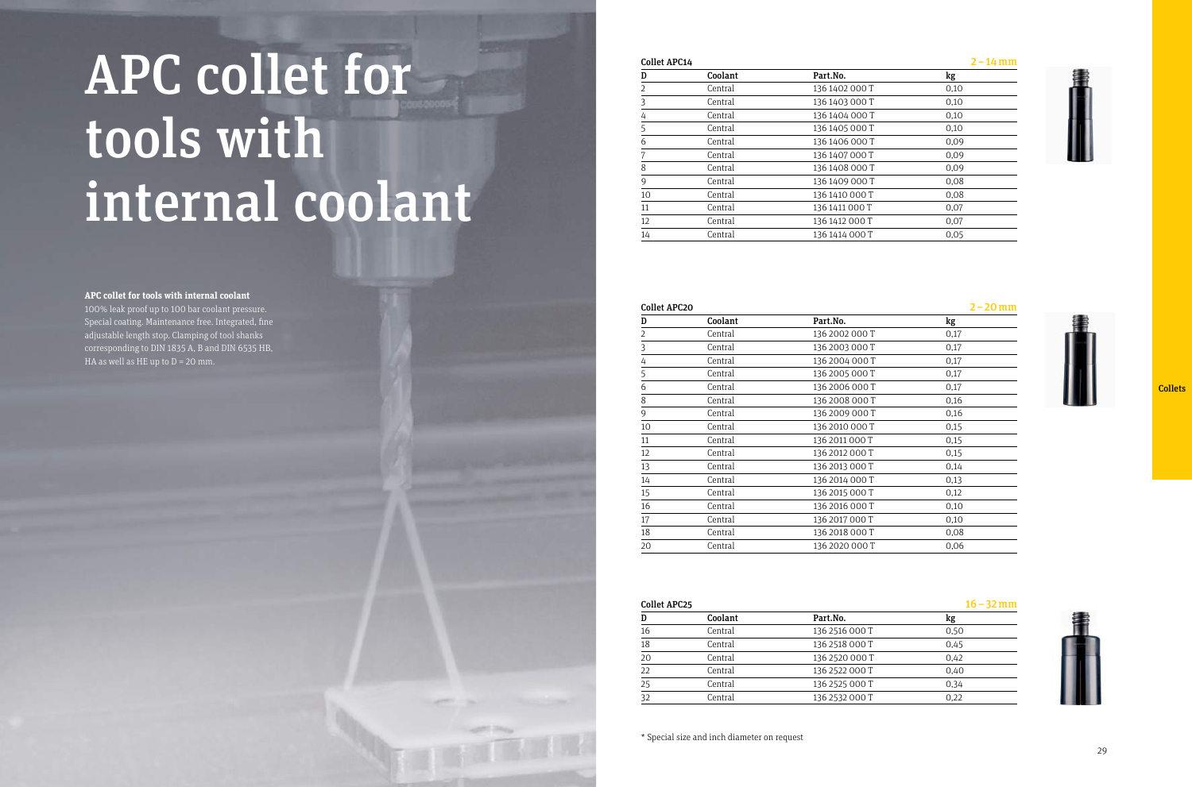# APC collet for tools with internal coolant

**APC collet for tools with internal coolant**

100% leak proof up to 100 bar coolant pressure. Special coating. Maintenance free. Integrated, fine adjustable length stop. Clamping of tool shanks corresponding to DIN 1835 A, B and DIN 6535 HB, HA as well as HE up to D = 20 mm.

**Collet APC14** — 2 – 14 mm

| D | Coolant | Part.No. | kg |
|---|---|---|---|
| 2 | Central | 136 1402 000 T | 0,10 |
| 3 | Central | 136 1403 000 T | 0,10 |
| 4 | Central | 136 1404 000 T | 0,10 |
| 5 | Central | 136 1405 000 T | 0,10 |
| 6 | Central | 136 1406 000 T | 0,09 |
| 7 | Central | 136 1407 000 T | 0,09 |
| 8 | Central | 136 1408 000 T | 0,09 |
| 9 | Central | 136 1409 000 T | 0,08 |
| 10 | Central | 136 1410 000 T | 0,08 |
| 11 | Central | 136 1411 000 T | 0,07 |
| 12 | Central | 136 1412 000 T | 0,07 |
| 14 | Central | 136 1414 000 T | 0,05 |

**Collet APC20** — 2 – 20 mm

| D | Coolant | Part.No. | kg |
|---|---|---|---|
| 2 | Central | 136 2002 000 T | 0,17 |
| 3 | Central | 136 2003 000 T | 0,17 |
| 4 | Central | 136 2004 000 T | 0,17 |
| 5 | Central | 136 2005 000 T | 0,17 |
| 6 | Central | 136 2006 000 T | 0,17 |
| 8 | Central | 136 2008 000 T | 0,16 |
| 9 | Central | 136 2009 000 T | 0,16 |
| 10 | Central | 136 2010 000 T | 0,15 |
| 11 | Central | 136 2011 000 T | 0,15 |
| 12 | Central | 136 2012 000 T | 0,15 |
| 13 | Central | 136 2013 000 T | 0,14 |
| 14 | Central | 136 2014 000 T | 0,13 |
| 15 | Central | 136 2015 000 T | 0,12 |
| 16 | Central | 136 2016 000 T | 0,10 |
| 17 | Central | 136 2017 000 T | 0,10 |
| 18 | Central | 136 2018 000 T | 0,08 |
| 20 | Central | 136 2020 000 T | 0,06 |

**Collet APC25** — 16 – 32 mm

| D | Coolant | Part.No. | kg |
|---|---|---|---|
| 16 | Central | 136 2516 000 T | 0,50 |
| 18 | Central | 136 2518 000 T | 0,45 |
| 20 | Central | 136 2520 000 T | 0,42 |
| 22 | Central | 136 2522 000 T | 0,40 |
| 25 | Central | 136 2525 000 T | 0,34 |
| 32 | Central | 136 2532 000 T | 0,22 |

\* Special size and inch diameter on request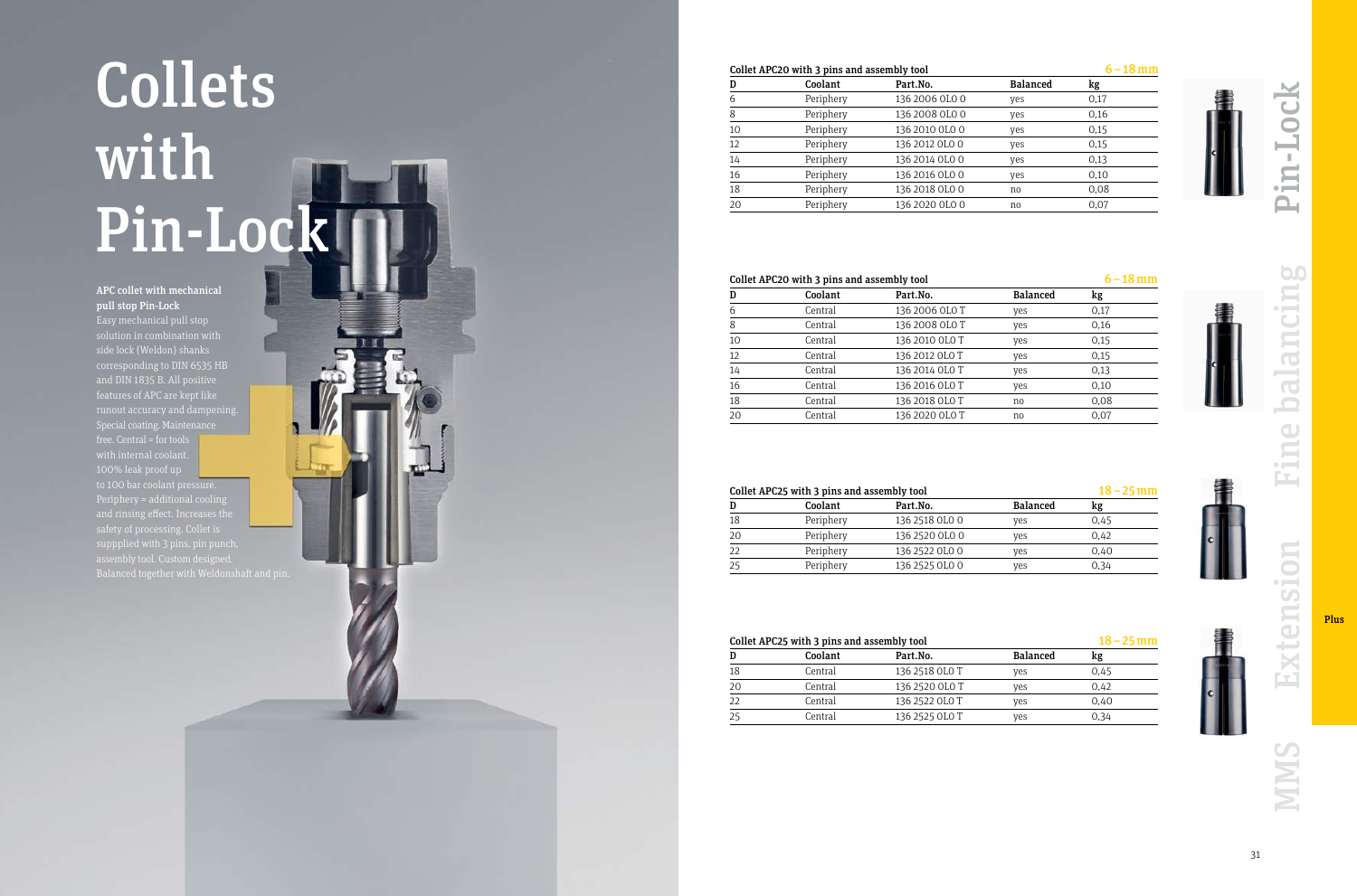# Collets with Pin-Lock

**APC collet with mechanical pull stop Pin-Lock**

Easy mechanical pull stop solution in combination with side lock (Weldon) shanks corresponding to DIN 6535 HB and DIN 1835 B. All positive features of APC are kept like runout accuracy and dampening. Special coating. Maintenance free. Central = for tools with internal coolant. 100% leak proof up to 100 bar coolant pressure. Periphery = additional cooling and rinsing effect. Increases the safety of processing. Collet is suppplied with 3 pins, pin punch, assembly tool. Custom designed. Balanced together with Weldonshaft and pin.

**Collet APC20 with 3 pins and assembly tool** — 6 – 18 mm

| D | Coolant | Part.No. | Balanced | kg |
|---|---|---|---|---|
| 6 | Periphery | 136 2006 0L0 0 | yes | 0,17 |
| 8 | Periphery | 136 2008 0L0 0 | yes | 0,16 |
| 10 | Periphery | 136 2010 0L0 0 | yes | 0,15 |
| 12 | Periphery | 136 2012 0L0 0 | yes | 0,15 |
| 14 | Periphery | 136 2014 0L0 0 | yes | 0,13 |
| 16 | Periphery | 136 2016 0L0 0 | yes | 0,10 |
| 18 | Periphery | 136 2018 0L0 0 | no | 0,08 |
| 20 | Periphery | 136 2020 0L0 0 | no | 0,07 |

**Collet APC20 with 3 pins and assembly tool** — 6 – 18 mm

| D | Coolant | Part.No. | Balanced | kg |
|---|---|---|---|---|
| 6 | Central | 136 2006 0L0 T | yes | 0,17 |
| 8 | Central | 136 2008 0L0 T | yes | 0,16 |
| 10 | Central | 136 2010 0L0 T | yes | 0,15 |
| 12 | Central | 136 2012 0L0 T | yes | 0,15 |
| 14 | Central | 136 2014 0L0 T | yes | 0,13 |
| 16 | Central | 136 2016 0L0 T | yes | 0,10 |
| 18 | Central | 136 2018 0L0 T | no | 0,08 |
| 20 | Central | 136 2020 0L0 T | no | 0,07 |

**Collet APC25 with 3 pins and assembly tool** — 18 – 25 mm

| D | Coolant | Part.No. | Balanced | kg |
|---|---|---|---|---|
| 18 | Periphery | 136 2518 0L0 0 | yes | 0,45 |
| 20 | Periphery | 136 2520 0L0 0 | yes | 0,42 |
| 22 | Periphery | 136 2522 0L0 0 | yes | 0,40 |
| 25 | Periphery | 136 2525 0L0 0 | yes | 0,34 |

**Collet APC25 with 3 pins and assembly tool** — 18 – 25 mm

| D | Coolant | Part.No. | Balanced | kg |
|---|---|---|---|---|
| 18 | Central | 136 2518 0L0 T | yes | 0,45 |
| 20 | Central | 136 2520 0L0 T | yes | 0,42 |
| 22 | Central | 136 2522 0L0 T | yes | 0,40 |
| 25 | Central | 136 2525 0L0 T | yes | 0,34 |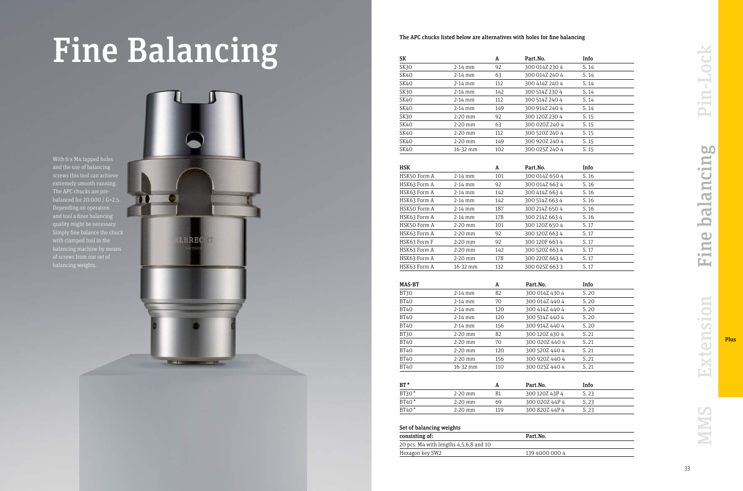# Fine Balancing

With 6 x M4 tapped holes and the use of balancing screws this tool can achieve extremely smooth running. The APC chucks are pre-balanced for 20.000 / G=2,5. Depending on operation and tool a finer balancing quality might be necessary. Simply fine balance the chuck with clamped tool in the balancing machine by means of screws from our set of balancing weights.

The APC chucks listed below are alternatives with holes for fine balancing

| SK | | A | Part.No. | Info |
|---|---|---|---|---|
| SK30 | 2-14 mm | 92 | 300 014Z 230 4 | S. 14 |
| SK40 | 2-14 mm | 63 | 300 014Z 240 4 | S. 14 |
| SK40 | 2-14 mm | 112 | 300 414Z 240 4 | S. 14 |
| SK30 | 2-14 mm | 142 | 300 514Z 230 4 | S. 14 |
| SK40 | 2-14 mm | 112 | 300 514Z 240 4 | S. 14 |
| SK40 | 2-14 mm | 149 | 300 914Z 240 4 | S. 14 |
| SK30 | 2-20 mm | 92 | 300 120Z 230 4 | S. 15 |
| SK40 | 2-20 mm | 63 | 300 020Z 240 4 | S. 15 |
| SK40 | 2-20 mm | 112 | 300 520Z 240 4 | S. 15 |
| SK40 | 2-20 mm | 149 | 300 920Z 240 4 | S. 15 |
| SK40 | 16-32 mm | 102 | 300 025Z 240 4 | S. 15 |

| HSK | | A | Part.No. | Info |
|---|---|---|---|---|
| HSK50 Form A | 2-14 mm | 101 | 300 014Z 650 4 | S. 16 |
| HSK63 Form A | 2-14 mm | 92 | 300 014Z 663 4 | S. 16 |
| HSK63 Form A | 2-14 mm | 142 | 300 414Z 663 4 | S. 16 |
| HSK63 Form A | 2-14 mm | 142 | 300 514Z 663 4 | S. 16 |
| HSK50 Form A | 2-14 mm | 187 | 300 214Z 650 4 | S. 16 |
| HSK63 Form A | 2-14 mm | 178 | 300 214Z 663 4 | S. 16 |
| HSK50 Form A | 2-20 mm | 101 | 300 120Z 650 4 | S. 17 |
| HSK63 Form A | 2-20 mm | 92 | 300 120Z 663 4 | S. 17 |
| HSK63 Form F | 2-20 mm | 92 | 300 120F 663 4 | S. 17 |
| HSK63 Form A | 2-20 mm | 142 | 300 520Z 663 4 | S. 17 |
| HSK63 Form A | 2-20 mm | 178 | 300 220Z 663 4 | S. 17 |
| HSK63 Form A | 16-32 mm | 132 | 300 025Z 663 3 | S. 17 |

| MAS-BT | | A | Part.No. | Info |
|---|---|---|---|---|
| BT30 | 2-14 mm | 82 | 300 014Z 430 4 | S. 20 |
| BT40 | 2-14 mm | 70 | 300 014Z 440 4 | S. 20 |
| BT40 | 2-14 mm | 120 | 300 414Z 440 4 | S. 20 |
| BT40 | 2-14 mm | 120 | 300 514Z 440 4 | S. 20 |
| BT40 | 2-14 mm | 156 | 300 914Z 440 4 | S. 20 |
| BT30 | 2-20 mm | 82 | 300 120Z 430 4 | S. 21 |
| BT40 | 2-20 mm | 70 | 300 020Z 440 4 | S. 21 |
| BT40 | 2-20 mm | 120 | 300 520Z 440 4 | S. 21 |
| BT40 | 2-20 mm | 156 | 300 920Z 440 4 | S. 21 |
| BT40 | 16-32 mm | 110 | 300 025Z 440 4 | S. 21 |

| BT* | | A | Part.No. | Info |
|---|---|---|---|---|
| BT30* | 2-20 mm | 81 | 300 120Z 43P 4 | S. 23 |
| BT40* | 2-20 mm | 69 | 300 020Z 44P 4 | S. 23 |
| BT40* | 2-20 mm | 119 | 300 820Z 44P 4 | S. 23 |

**Set of balancing weights**

| consisting of: | Part.No. |
|---|---|
| 20 pcs. M4 with lengths 4,5,6,8 and 10 | |
| Hexagon key SW2 | 139 4000 000 4 |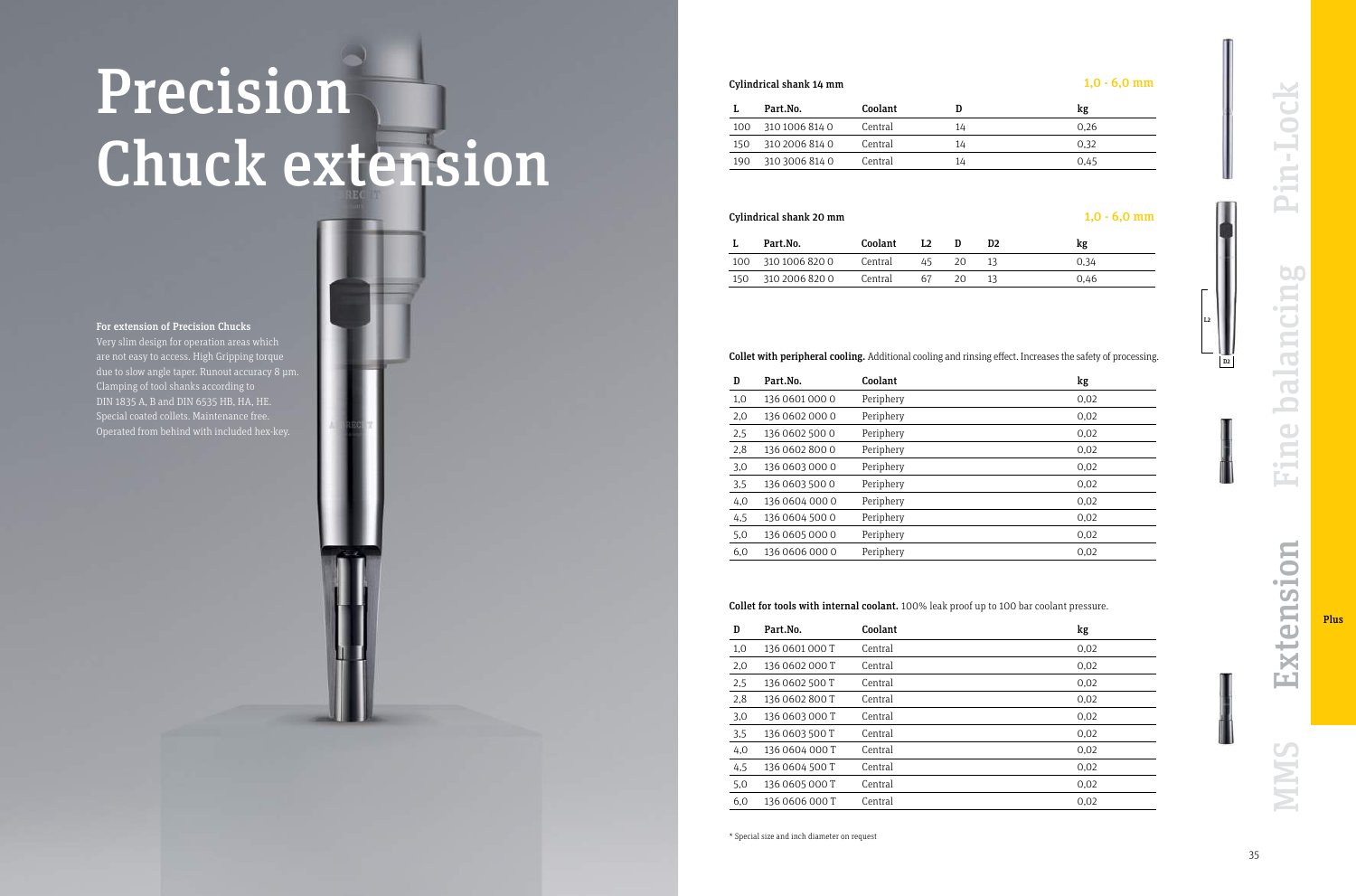# Precision Chuck extension

**For extension of Precision Chucks**

Very slim design for operation areas which are not easy to access. High Gripping torque due to slow angle taper. Runout accuracy 8 µm. Clamping of tool shanks according to DIN 1835 A, B and DIN 6535 HB, HA, HE. Special coated collets. Maintenance free. Operated from behind with included hex-key.

**Cylindrical shank 14 mm** — 1,0 - 6,0 mm

| L | Part.No. | Coolant | D | kg |
|---|---|---|---|---|
| 100 | 310 1006 814 0 | Central | 14 | 0,26 |
| 150 | 310 2006 814 0 | Central | 14 | 0,32 |
| 190 | 310 3006 814 0 | Central | 14 | 0,45 |

**Cylindrical shank 20 mm** — 1,0 - 6,0 mm

| L | Part.No. | Coolant | L2 | D | D2 | kg |
|---|---|---|---|---|---|---|
| 100 | 310 1006 820 0 | Central | 45 | 20 | 13 | 0,34 |
| 150 | 310 2006 820 0 | Central | 67 | 20 | 13 | 0,46 |

**Collet with peripheral cooling.** Additional cooling and rinsing effect. Increases the safety of processing.

| D | Part.No. | Coolant | kg |
|---|---|---|---|
| 1,0 | 136 0601 000 0 | Periphery | 0,02 |
| 2,0 | 136 0602 000 0 | Periphery | 0,02 |
| 2,5 | 136 0602 500 0 | Periphery | 0,02 |
| 2,8 | 136 0602 800 0 | Periphery | 0,02 |
| 3,0 | 136 0603 000 0 | Periphery | 0,02 |
| 3,5 | 136 0603 500 0 | Periphery | 0,02 |
| 4,0 | 136 0604 000 0 | Periphery | 0,02 |
| 4,5 | 136 0604 500 0 | Periphery | 0,02 |
| 5,0 | 136 0605 000 0 | Periphery | 0,02 |
| 6,0 | 136 0606 000 0 | Periphery | 0,02 |

**Collet for tools with internal coolant.** 100% leak proof up to 100 bar coolant pressure.

| D | Part.No. | Coolant | kg |
|---|---|---|---|
| 1,0 | 136 0601 000 T | Central | 0,02 |
| 2,0 | 136 0602 000 T | Central | 0,02 |
| 2,5 | 136 0602 500 T | Central | 0,02 |
| 2,8 | 136 0602 800 T | Central | 0,02 |
| 3,0 | 136 0603 000 T | Central | 0,02 |
| 3,5 | 136 0603 500 T | Central | 0,02 |
| 4,0 | 136 0604 000 T | Central | 0,02 |
| 4,5 | 136 0604 500 T | Central | 0,02 |
| 5,0 | 136 0605 000 T | Central | 0,02 |
| 6,0 | 136 0606 000 T | Central | 0,02 |

\* Special size and inch diameter on request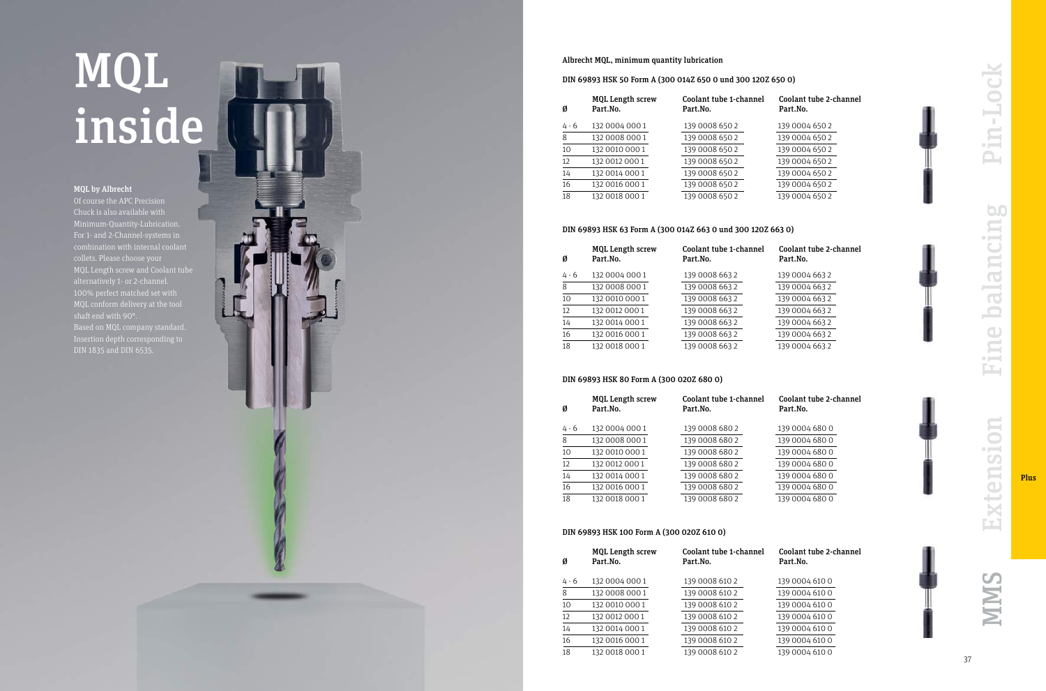# MQL inside

### MQL by Albrecht

Of course the APC Precision Chuck is also available with Minimum-Quantity-Lubrication. For 1- and 2-Channel-systems in combination with internal coolant collets. Please choose your MQL Length screw and Coolant tube alternatively 1- or 2-channel. 100% perfect matched set with MQL conform delivery at the tool shaft end with 90°. Based on MQL company standard. Insertion depth corresponding to DIN 1835 and DIN 6535.

## Albrecht MQL, minimum quantity lubrication

### DIN 69893 HSK 50 Form A (300 014Z 650 0 und 300 120Z 650 0)

| Ø | MQL Length screw Part.No. | Coolant tube 1-channel Part.No. | Coolant tube 2-channel Part.No. |
|---|---|---|---|
| 4 - 6 | 132 0004 000 1 | 139 0008 650 2 | 139 0004 650 2 |
| 8 | 132 0008 000 1 | 139 0008 650 2 | 139 0004 650 2 |
| 10 | 132 0010 000 1 | 139 0008 650 2 | 139 0004 650 2 |
| 12 | 132 0012 000 1 | 139 0008 650 2 | 139 0004 650 2 |
| 14 | 132 0014 000 1 | 139 0008 650 2 | 139 0004 650 2 |
| 16 | 132 0016 000 1 | 139 0008 650 2 | 139 0004 650 2 |
| 18 | 132 0018 000 1 | 139 0008 650 2 | 139 0004 650 2 |

### DIN 69893 HSK 63 Form A (300 014Z 663 0 und 300 120Z 663 0)

| Ø | MQL Length screw Part.No. | Coolant tube 1-channel Part.No. | Coolant tube 2-channel Part.No. |
|---|---|---|---|
| 4 - 6 | 132 0004 000 1 | 139 0008 663 2 | 139 0004 663 2 |
| 8 | 132 0008 000 1 | 139 0008 663 2 | 139 0004 663 2 |
| 10 | 132 0010 000 1 | 139 0008 663 2 | 139 0004 663 2 |
| 12 | 132 0012 000 1 | 139 0008 663 2 | 139 0004 663 2 |
| 14 | 132 0014 000 1 | 139 0008 663 2 | 139 0004 663 2 |
| 16 | 132 0016 000 1 | 139 0008 663 2 | 139 0004 663 2 |
| 18 | 132 0018 000 1 | 139 0008 663 2 | 139 0004 663 2 |

### DIN 69893 HSK 80 Form A (300 020Z 680 0)

| Ø | MQL Length screw Part.No. | Coolant tube 1-channel Part.No. | Coolant tube 2-channel Part.No. |
|---|---|---|---|
| 4 - 6 | 132 0004 000 1 | 139 0008 680 2 | 139 0004 680 0 |
| 8 | 132 0008 000 1 | 139 0008 680 2 | 139 0004 680 0 |
| 10 | 132 0010 000 1 | 139 0008 680 2 | 139 0004 680 0 |
| 12 | 132 0012 000 1 | 139 0008 680 2 | 139 0004 680 0 |
| 14 | 132 0014 000 1 | 139 0008 680 2 | 139 0004 680 0 |
| 16 | 132 0016 000 1 | 139 0008 680 2 | 139 0004 680 0 |
| 18 | 132 0018 000 1 | 139 0008 680 2 | 139 0004 680 0 |

### DIN 69893 HSK 100 Form A (300 020Z 610 0)

| Ø | MQL Length screw Part.No. | Coolant tube 1-channel Part.No. | Coolant tube 2-channel Part.No. |
|---|---|---|---|
| 4 - 6 | 132 0004 000 1 | 139 0008 610 2 | 139 0004 610 0 |
| 8 | 132 0008 000 1 | 139 0008 610 2 | 139 0004 610 0 |
| 10 | 132 0010 000 1 | 139 0008 610 2 | 139 0004 610 0 |
| 12 | 132 0012 000 1 | 139 0008 610 2 | 139 0004 610 0 |
| 14 | 132 0014 000 1 | 139 0008 610 2 | 139 0004 610 0 |
| 16 | 132 0016 000 1 | 139 0008 610 2 | 139 0004 610 0 |
| 18 | 132 0018 000 1 | 139 0008 610 2 | 139 0004 610 0 |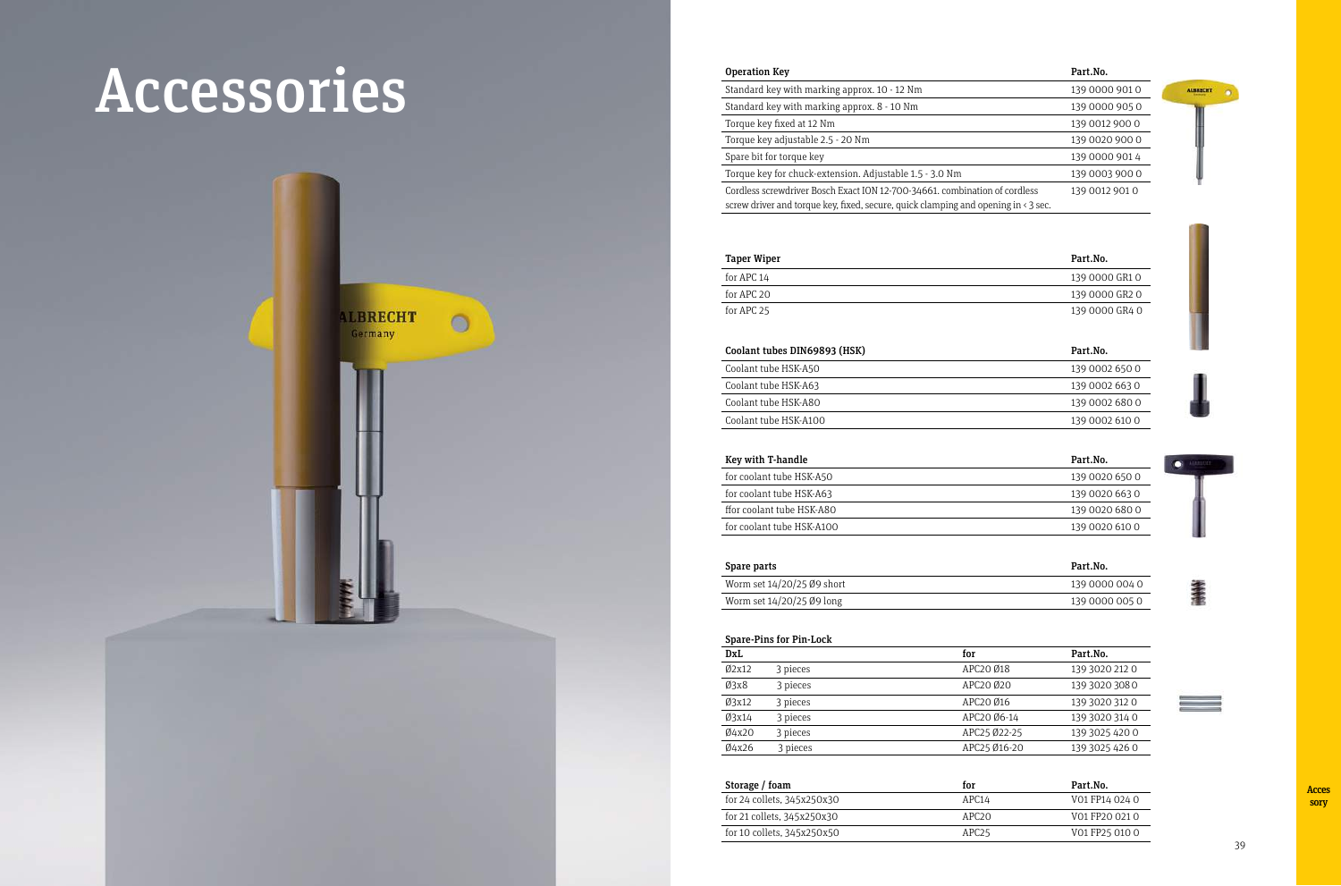# Accessories

| Operation Key | Part.No. |
|---|---|
| Standard key with marking approx. 10 - 12 Nm | 139 0000 901 0 |
| Standard key with marking approx. 8 - 10 Nm | 139 0000 905 0 |
| Torque key fixed at 12 Nm | 139 0012 900 0 |
| Torque key adjustable 2.5 - 20 Nm | 139 0020 900 0 |
| Spare bit for torque key | 139 0000 901 4 |
| Torque key for chuck-extension. Adjustable 1.5 - 3.0 Nm | 139 0003 900 0 |
| Cordless screwdriver Bosch Exact ION 12-700-34661. combination of cordless screw driver and torque key, fixed, secure, quick clamping and opening in < 3 sec. | 139 0012 901 0 |

| Taper Wiper | Part.No. |
|---|---|
| for APC 14 | 139 0000 GR1 0 |
| for APC 20 | 139 0000 GR2 0 |
| for APC 25 | 139 0000 GR4 0 |

| Coolant tubes DIN69893 (HSK) | Part.No. |
|---|---|
| Coolant tube HSK-A50 | 139 0002 650 0 |
| Coolant tube HSK-A63 | 139 0002 663 0 |
| Coolant tube HSK-A80 | 139 0002 680 0 |
| Coolant tube HSK-A100 | 139 0002 610 0 |

| Key with T-handle | Part.No. |
|---|---|
| for coolant tube HSK-A50 | 139 0020 650 0 |
| for coolant tube HSK-A63 | 139 0020 663 0 |
| ffor coolant tube HSK-A80 | 139 0020 680 0 |
| for coolant tube HSK-A100 | 139 0020 610 0 |

| Spare parts | Part.No. |
|---|---|
| Worm set 14/20/25 Ø9 short | 139 0000 004 0 |
| Worm set 14/20/25 Ø9 long | 139 0000 005 0 |

**Spare-Pins for Pin-Lock**

| DxL | | for | Part.No. |
|---|---|---|---|
| Ø2x12 | 3 pieces | APC20 Ø18 | 139 3020 212 0 |
| Ø3x8 | 3 pieces | APC20 Ø20 | 139 3020 308 0 |
| Ø3x12 | 3 pieces | APC20 Ø16 | 139 3020 312 0 |
| Ø3x14 | 3 pieces | APC20 Ø6-14 | 139 3020 314 0 |
| Ø4x20 | 3 pieces | APC25 Ø22-25 | 139 3025 420 0 |
| Ø4x26 | 3 pieces | APC25 Ø16-20 | 139 3025 426 0 |

| Storage / foam | for | Part.No. |
|---|---|---|
| for 24 collets, 345x250x30 | APC14 | V01 FP14 024 0 |
| for 21 collets, 345x250x30 | APC20 | V01 FP20 021 0 |
| for 10 collets, 345x250x50 | APC25 | V01 FP25 010 0 |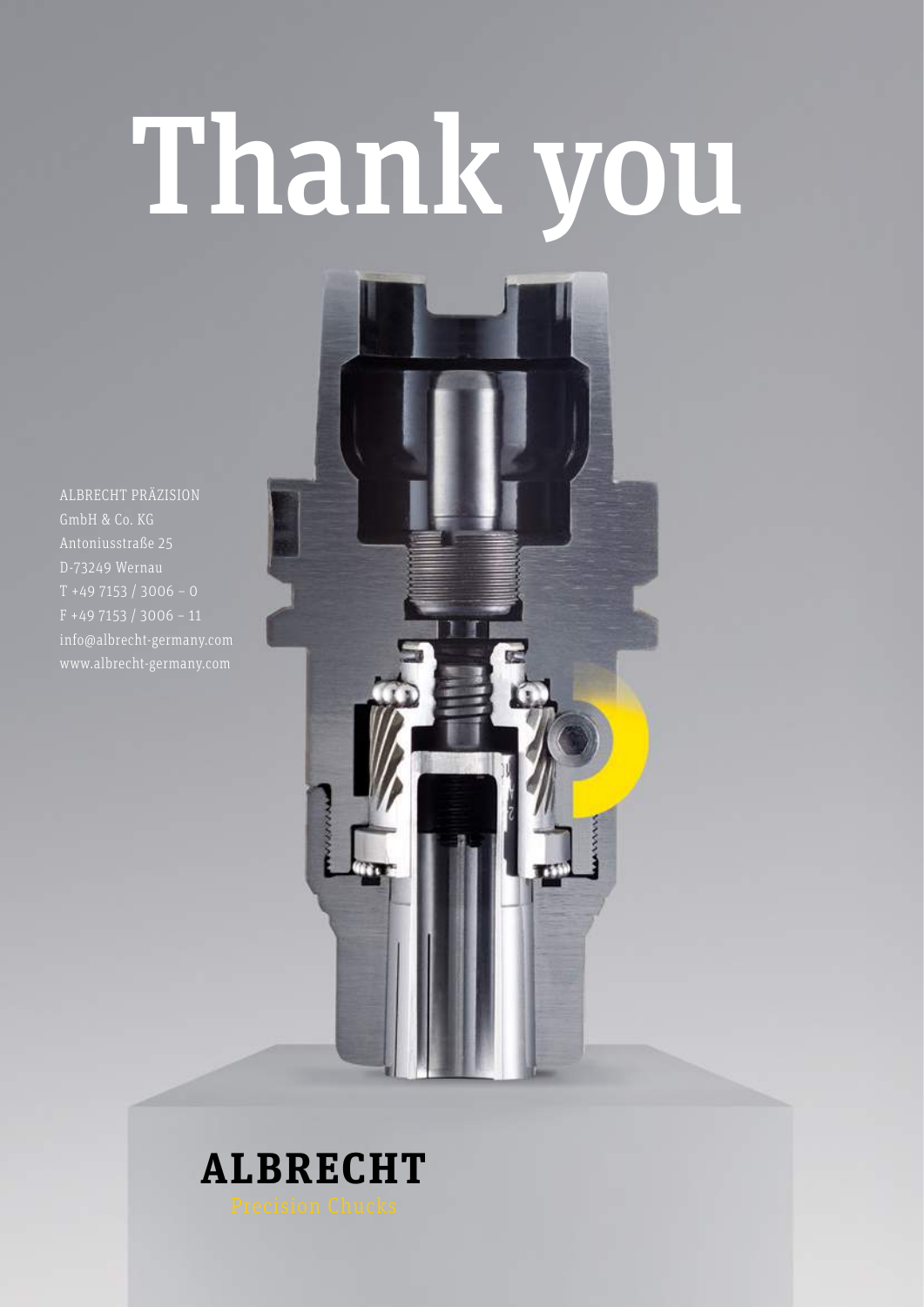# Thank you

ALBRECHT PRÄZISION
GmbH & Co. KG
Antoniusstraße 25
D-73249 Wernau
T +49 7153 / 3006 – 0
F +49 7153 / 3006 – 11
info@albrecht-germany.com
www.albrecht-germany.com

**ALBRECHT**
Precision Chucks